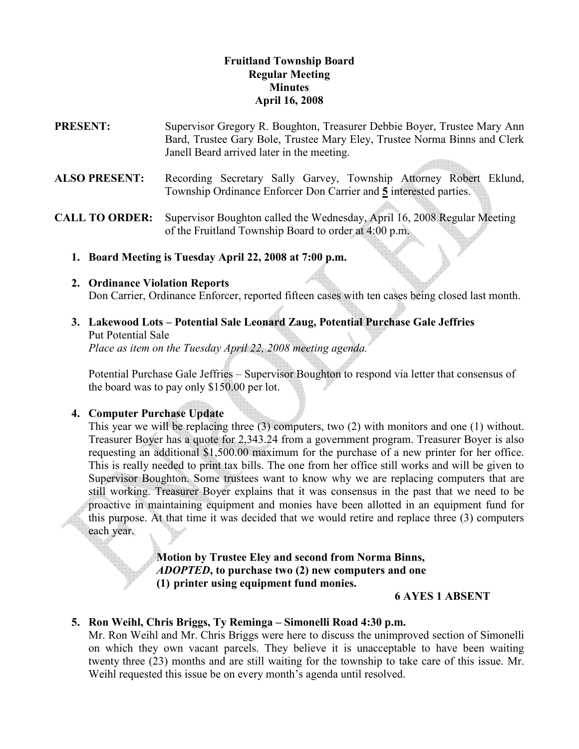**Fruitland Township Board**
**Regular Meeting**
**Minutes**
**April 16, 2008**

**PRESENT:** Supervisor Gregory R. Boughton, Treasurer Debbie Boyer, Trustee Mary Ann Bard, Trustee Gary Bole, Trustee Mary Eley, Trustee Norma Binns and Clerk Janell Beard arrived later in the meeting.

**ALSO PRESENT:** Recording Secretary Sally Garvey, Township Attorney Robert Eklund, Township Ordinance Enforcer Don Carrier and **5** interested parties.

**CALL TO ORDER:** Supervisor Boughton called the Wednesday, April 16, 2008 Regular Meeting of the Fruitland Township Board to order at 4:00 p.m.

1. **Board Meeting is Tuesday April 22, 2008 at 7:00 p.m.**

2. **Ordinance Violation Reports**
   Don Carrier, Ordinance Enforcer, reported fifteen cases with ten cases being closed last month.

3. **Lakewood Lots – Potential Sale Leonard Zaug, Potential Purchase Gale Jeffries**
   Put Potential Sale
   *Place as item on the Tuesday April 22, 2008 meeting agenda.*

   Potential Purchase Gale Jeffries – Supervisor Boughton to respond via letter that consensus of the board was to pay only $150.00 per lot.

4. **Computer Purchase Update**
   This year we will be replacing three (3) computers, two (2) with monitors and one (1) without. Treasurer Boyer has a quote for 2,343.24 from a government program. Treasurer Boyer is also requesting an additional $1,500.00 maximum for the purchase of a new printer for her office. This is really needed to print tax bills. The one from her office still works and will be given to Supervisor Boughton. Some trustees want to know why we are replacing computers that are still working. Treasurer Boyer explains that it was consensus in the past that we need to be proactive in maintaining equipment and monies have been allotted in an equipment fund for this purpose. At that time it was decided that we would retire and replace three (3) computers each year.

   **Motion by Trustee Eley and second from Norma Binns, *ADOPTED*, to purchase two (2) new computers and one (1) printer using equipment fund monies.**

   **6 AYES 1 ABSENT**

5. **Ron Weihl, Chris Briggs, Ty Reminga – Simonelli Road 4:30 p.m.**
   Mr. Ron Weihl and Mr. Chris Briggs were here to discuss the unimproved section of Simonelli on which they own vacant parcels. They believe it is unacceptable to have been waiting twenty three (23) months and are still waiting for the township to take care of this issue. Mr. Weihl requested this issue be on every month's agenda until resolved.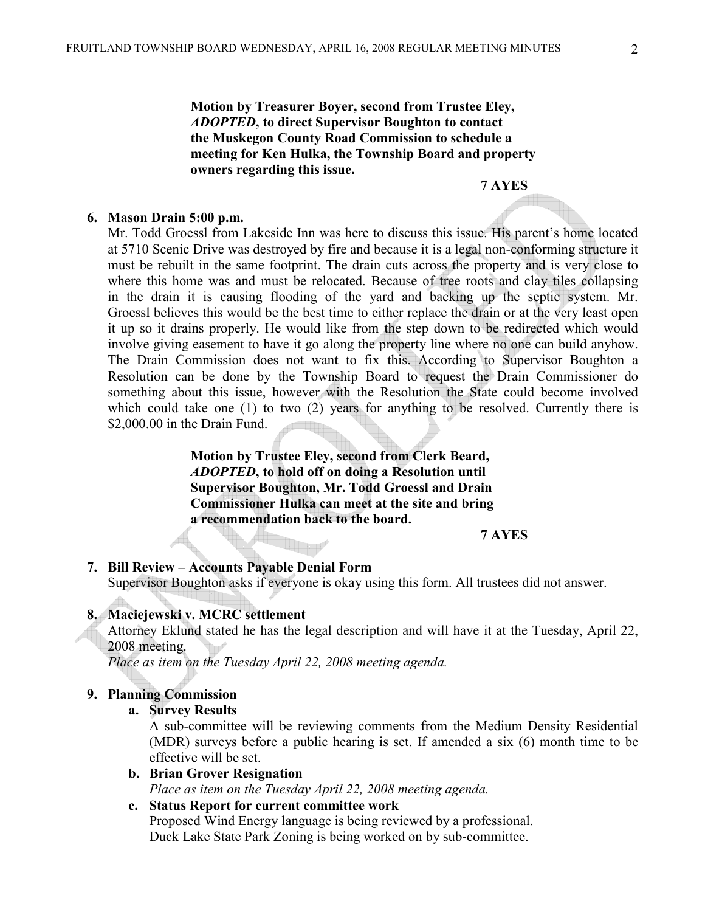**Motion by Treasurer Boyer, second from Trustee Eley, *ADOPTED*, to direct Supervisor Boughton to contact the Muskegon County Road Commission to schedule a meeting for Ken Hulka, the Township Board and property owners regarding this issue.**

**7 AYES**

6. **Mason Drain 5:00 p.m.**
   Mr. Todd Groessl from Lakeside Inn was here to discuss this issue. His parent's home located at 5710 Scenic Drive was destroyed by fire and because it is a legal non-conforming structure it must be rebuilt in the same footprint. The drain cuts across the property and is very close to where this home was and must be relocated. Because of tree roots and clay tiles collapsing in the drain it is causing flooding of the yard and backing up the septic system. Mr. Groessl believes this would be the best time to either replace the drain or at the very least open it up so it drains properly. He would like from the step down to be redirected which would involve giving easement to have it go along the property line where no one can build anyhow. The Drain Commission does not want to fix this. According to Supervisor Boughton a Resolution can be done by the Township Board to request the Drain Commissioner do something about this issue, however with the Resolution the State could become involved which could take one (1) to two (2) years for anything to be resolved. Currently there is $2,000.00 in the Drain Fund.

   **Motion by Trustee Eley, second from Clerk Beard, *ADOPTED*, to hold off on doing a Resolution until Supervisor Boughton, Mr. Todd Groessl and Drain Commissioner Hulka can meet at the site and bring a recommendation back to the board.**

   **7 AYES**

7. **Bill Review – Accounts Payable Denial Form**
   Supervisor Boughton asks if everyone is okay using this form. All trustees did not answer.

8. **Maciejewski v. MCRC settlement**
   Attorney Eklund stated he has the legal description and will have it at the Tuesday, April 22, 2008 meeting.
   *Place as item on the Tuesday April 22, 2008 meeting agenda.*

9. **Planning Commission**
   a. **Survey Results**
      A sub-committee will be reviewing comments from the Medium Density Residential (MDR) surveys before a public hearing is set. If amended a six (6) month time to be effective will be set.
   b. **Brian Grover Resignation**
      *Place as item on the Tuesday April 22, 2008 meeting agenda.*
   c. **Status Report for current committee work**
      Proposed Wind Energy language is being reviewed by a professional.
      Duck Lake State Park Zoning is being worked on by sub-committee.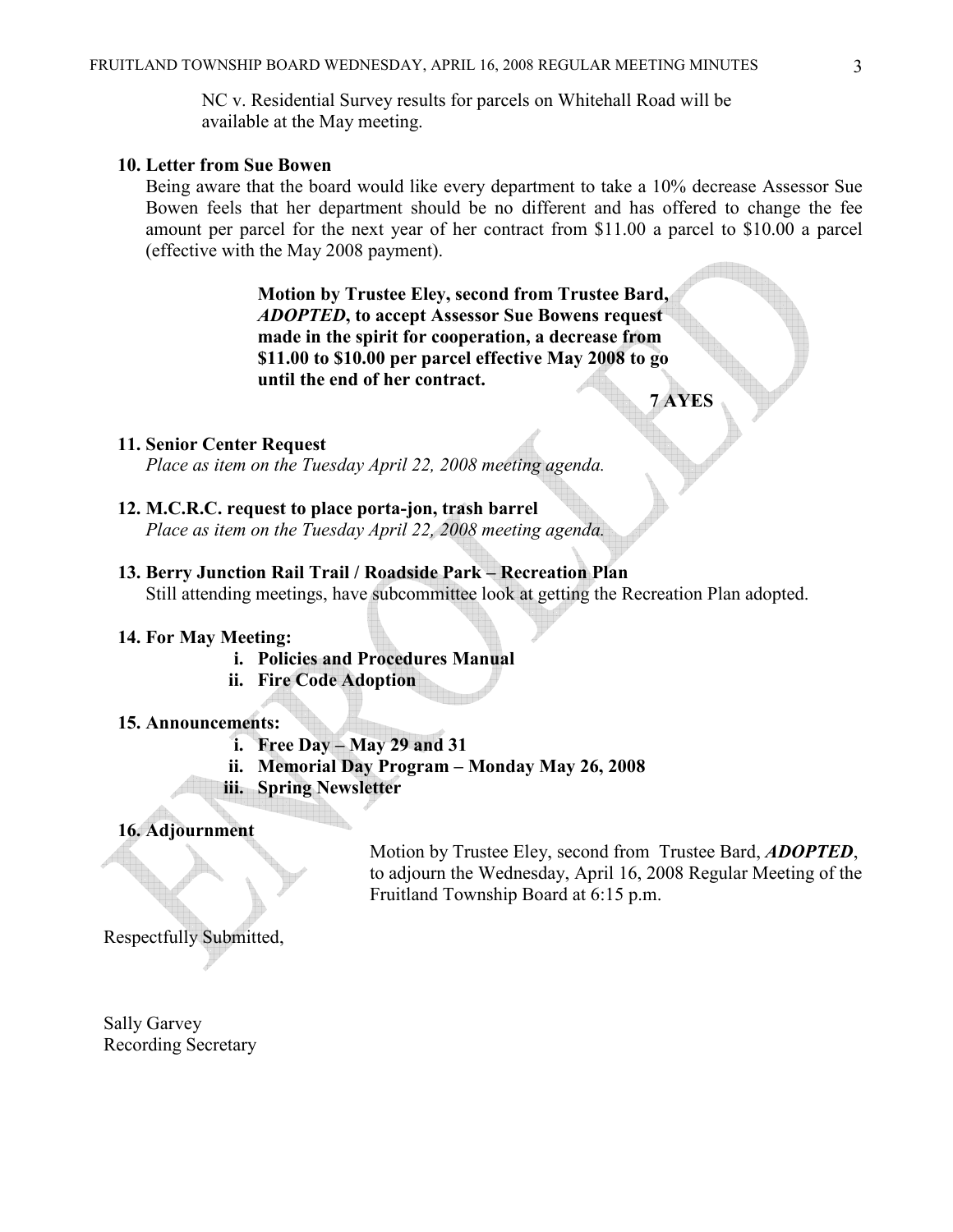NC v. Residential Survey results for parcels on Whitehall Road will be available at the May meeting.

**10. Letter from Sue Bowen**

Being aware that the board would like every department to take a 10% decrease Assessor Sue Bowen feels that her department should be no different and has offered to change the fee amount per parcel for the next year of her contract from $11.00 a parcel to $10.00 a parcel (effective with the May 2008 payment).

> **Motion by Trustee Eley, second from Trustee Bard, *ADOPTED*, to accept Assessor Sue Bowens request made in the spirit for cooperation, a decrease from $11.00 to $10.00 per parcel effective May 2008 to go until the end of her contract.**
>
> **7 AYES**

**11. Senior Center Request**

*Place as item on the Tuesday April 22, 2008 meeting agenda.*

**12. M.C.R.C. request to place porta-jon, trash barrel**

*Place as item on the Tuesday April 22, 2008 meeting agenda.*

**13. Berry Junction Rail Trail / Roadside Park – Recreation Plan**

Still attending meetings, have subcommittee look at getting the Recreation Plan adopted.

**14. For May Meeting:**

- **i. Policies and Procedures Manual**
- **ii. Fire Code Adoption**

**15. Announcements:**

- **i. Free Day – May 29 and 31**
- **ii. Memorial Day Program – Monday May 26, 2008**
- **iii. Spring Newsletter**

**16. Adjournment**

> Motion by Trustee Eley, second from Trustee Bard, ***ADOPTED***, to adjourn the Wednesday, April 16, 2008 Regular Meeting of the Fruitland Township Board at 6:15 p.m.

Respectfully Submitted,

Sally Garvey
Recording Secretary